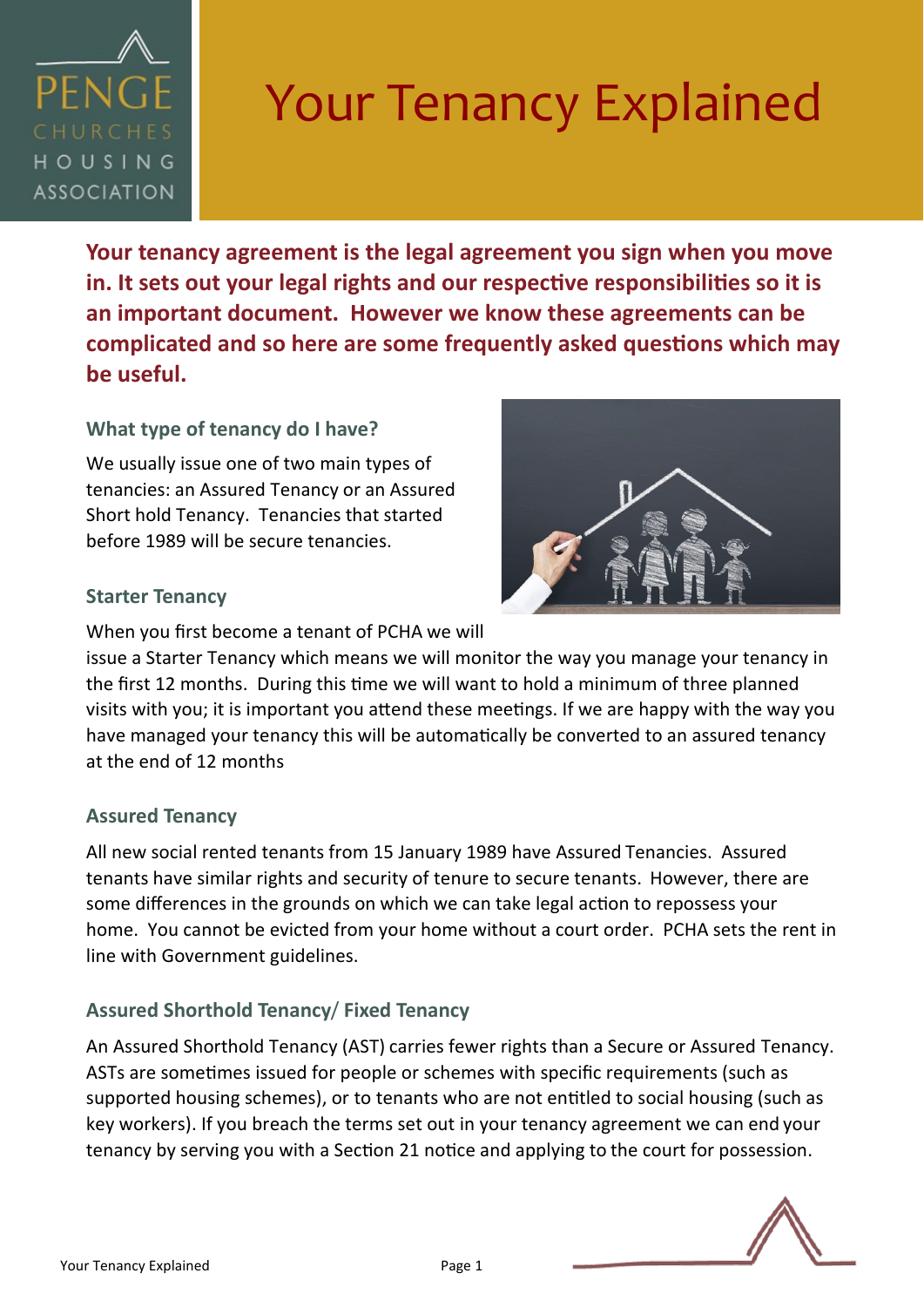# Your Tancy Explained

PENGE CHURCHES HOUSING ASSOCIATION

**Your tenancy agreement is the legal agreement you sign when you move in. It sets out your legal rights and our respective responsibilities so it is an important document. However we know these agreements can be complicated and so here are some frequently asked questions which may be useful.**

### What type of tenancy do I have?

We usually issue one of two main types of tenancies: an Assured Tenancy or an Assured Short hold Tenancy. Tenancies that started before 1989 will be secure tenancies.

### Starter Tenancy

When you first become a tenant of PCHA we will issue a Starter Tenancy which means we will monitor the way you manage your tenancy in the first 12 months. During this time we will want to hold a minimum of three planned visits with you; it is important you attend these meetings. If we are happy with the way you have managed your tenancy this will be automatically be converted to an assured tenancy at the end of 12 months

### Assured Tenancy

All new social rented tenants from 15 January 1989 have Assured Tenancies. Assured tenants have similar rights and security of tenure to secure tenants. However, there are some differences in the grounds on which we can take legal action to repossess your home. You cannot be evicted from your home without a court order. PCHA sets the rent in line with Government guidelines.

### Assured Shorthold Tenancy/ Fixed Tenancy

An Assured Shorthold Tenancy (AST) carries fewer rights than a Secure or Assured Tenancy. ASTs are sometimes issued for people or schemes with specific requirements (such as supported housing schemes), or to tenants who are not entitled to social housing (such as key workers). If you breach the terms set out in your tenancy agreement we can end your tenancy by serving you with a Section 21 notice and applying to the court for possession.

# Your Tenancy Explained

PENGE CHURCHES HOUSING ASSOCIATION

**Your tenancy agreement is the legal agreement you sign when you move in. It sets out your legal rights and our respective responsibilities so it is an important document. However we know these agreements can be complicated and so here are some frequently asked questions which may be useful.**

### What type of tenancy do I have?

We usually issue one of two main types of tenancies: an Assured Tenancy or an Assured Short hold Tenancy. Tenancies that started before 1989 will be secure tenancies.

### Starter Tenancy

When you first become a tenant of PCHA we will issue a Starter Tenancy which means we will monitor the way you manage your tenancy in the first 12 months. During this time we will want to hold a minimum of three planned visits with you; it is important you attend these meetings. If we are happy with the way you have managed your tenancy this will be automatically be converted to an assured tenancy at the end of 12 months

### Assured Tenancy

All new social rented tenants from 15 January 1989 have Assured Tenancies. Assured tenants have similar rights and security of tenure to secure tenants. However, there are some differences in the grounds on which we can take legal action to repossess your home. You cannot be evicted from your home without a court order. PCHA sets the rent in line with Government guidelines.

### Assured Shorthold Tenancy/ Fixed Tenancy

An Assured Shorthold Tenancy (AST) carries fewer rights than a Secure or Assured Tenancy. ASTs are sometimes issued for people or schemes with specific requirements (such as supported housing schemes), or to tenants who are not entitled to social housing (such as key workers). If you breach the terms set out in your tenancy agreement we can end your tenancy by serving you with a Section 21 notice and applying to the court for possession.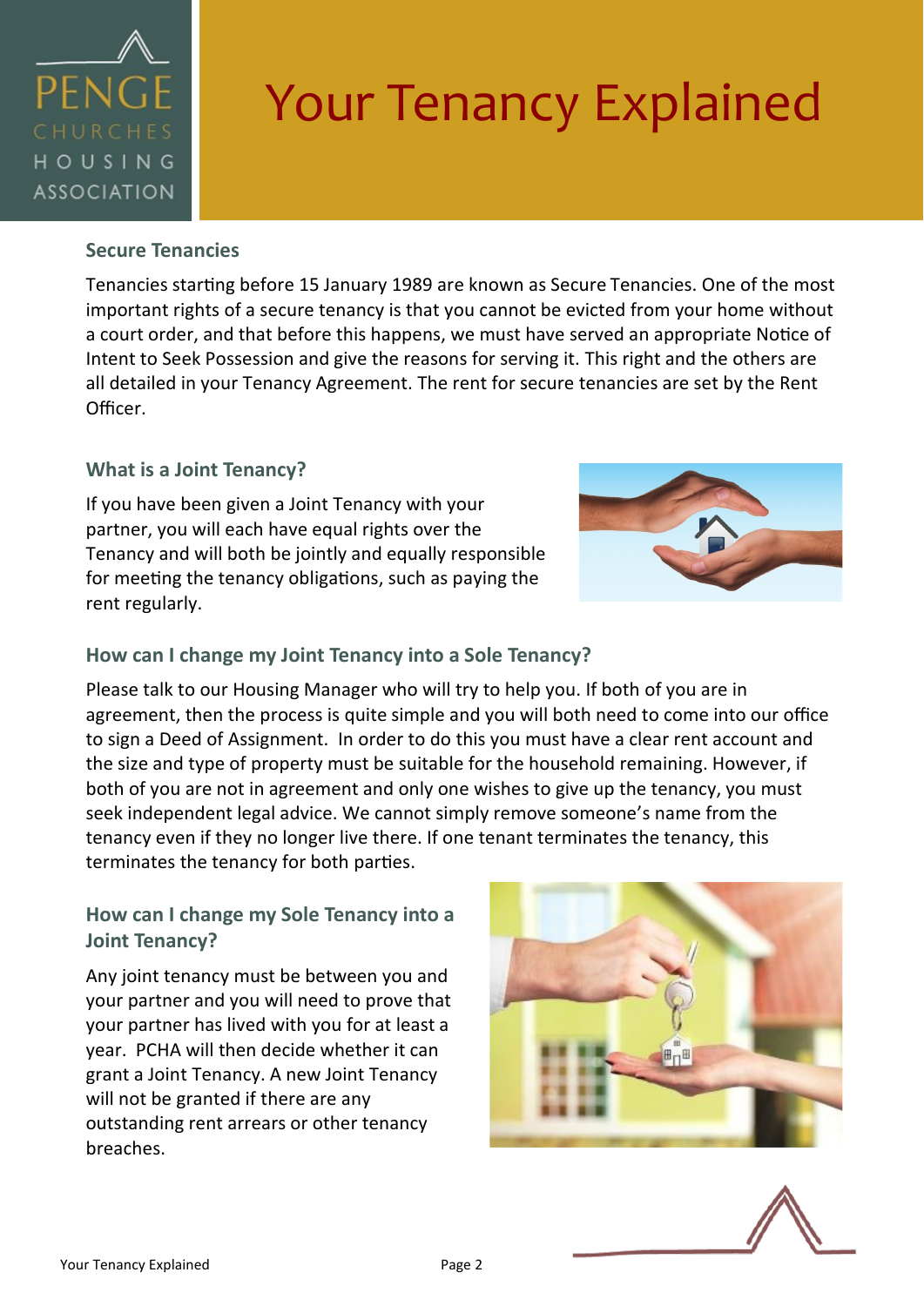# Your Tenancy Explained

### Secure Tenancies

Tenancies starting before 15 January 1989 are known as Secure Tenancies. One of the most important rights of a secure tenancy is that you cannot be evicted from your home without a court order, and that before this happens, we must have served an appropriate Notice of Intent to Seek Possession and give the reasons for serving it. This right and the others are all detailed in your Tenancy Agreement. The rent for secure tenancies are set by the Rent Officer.

### What is a Joint Tenancy?

If you have been given a Joint Tenancy with your partner, you will each have equal rights over the Tenancy and will both be jointly and equally responsible for meeting the tenancy obligations, such as paying the rent regularly.

### How can I change my Joint Tenancy into a Sole Tenancy?

Please talk to our Housing Manager who will try to help you. If both of you are in agreement, then the process is quite simple and you will both need to come into our office to sign a Deed of Assignment. In order to do this you must have a clear rent account and the size and type of property must be suitable for the household remaining. However, if both of you are not in agreement and only one wishes to give up the tenancy, you must seek independent legal advice. We cannot simply remove someone's name from the tenancy even if they no longer live there. If one tenant terminates the tenancy, this terminates the tenancy for both parties.

### How can I change my Sole Tenancy into a Joint Tenancy?

Any joint tenancy must be between you and your partner and you will need to prove that your partner has lived with you for at least a year. PCHA will then decide whether it can grant a Joint Tenancy. A new Joint Tenancy will not be granted if there are any outstanding rent arrears or other tenancy breaches.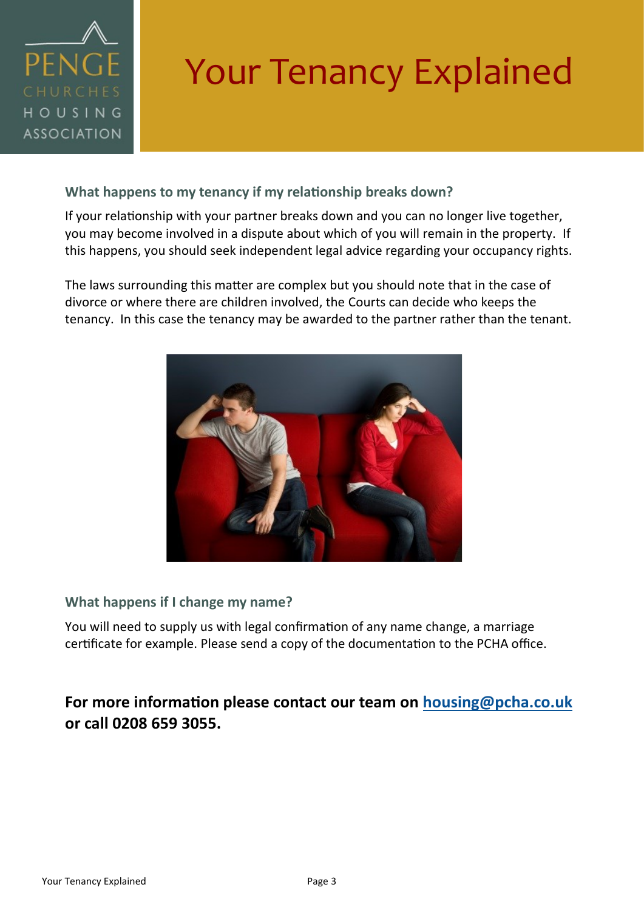# Your Tenancy Explained

### What happens to my tenancy if my relationship breaks down?

If your relationship with your partner breaks down and you can no longer live together, you may become involved in a dispute about which of you will remain in the property. If this happens, you should seek independent legal advice regarding your occupancy rights.

The laws surrounding this matter are complex but you should note that in the case of divorce or where there are children involved, the Courts can decide who keeps the tenancy. In this case the tenancy may be awarded to the partner rather than the tenant.

### What happens if I change my name?

You will need to supply us with legal confirmation of any name change, a marriage certificate for example. Please send a copy of the documentation to the PCHA office.

**For more information please contact our team on [housing@pcha.co.uk](mailto:housing@pcha.co.uk) or call 0208 659 3055.**